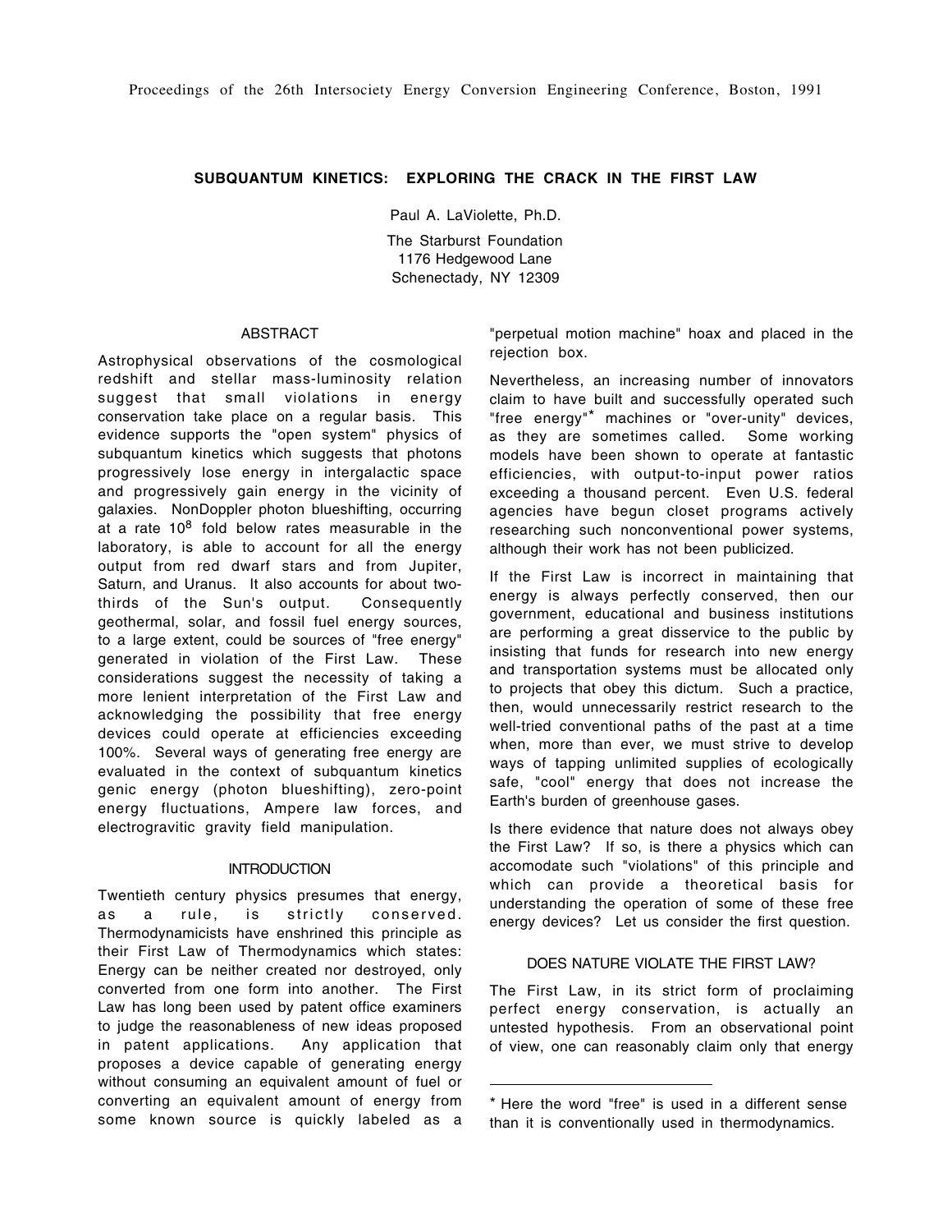Proceedings of the 26th Intersociety Energy Conversion Engineering Conference, Boston, 1991

# SUBQUANTUM KINETICS: EXPLORING THE CRACK IN THE FIRST LAW

Paul A. LaViolette, Ph.D.

The Starburst Foundation
1176 Hedgewood Lane
Schenectady, NY 12309

## ABSTRACT

Astrophysical observations of the cosmological redshift and stellar mass-luminosity relation suggest that small violations in energy conservation take place on a regular basis. This evidence supports the "open system" physics of subquantum kinetics which suggests that photons progressively lose energy in intergalactic space and progressively gain energy in the vicinity of galaxies. NonDoppler photon blueshifting, occurring at a rate $10^8$ fold below rates measurable in the laboratory, is able to account for all the energy output from red dwarf stars and from Jupiter, Saturn, and Uranus. It also accounts for about two-thirds of the Sun's output. Consequently geothermal, solar, and fossil fuel energy sources, to a large extent, could be sources of "free energy" generated in violation of the First Law. These considerations suggest the necessity of taking a more lenient interpretation of the First Law and acknowledging the possibility that free energy devices could operate at efficiencies exceeding 100%. Several ways of generating free energy are evaluated in the context of subquantum kinetics genic energy (photon blueshifting), zero-point energy fluctuations, Ampere law forces, and electrogravitic gravity field manipulation.

## INTRODUCTION

Twentieth century physics presumes that energy, as a rule, is strictly conserved. Thermodynamicists have enshrined this principle as their First Law of Thermodynamics which states: Energy can be neither created nor destroyed, only converted from one form into another. The First Law has long been used by patent office examiners to judge the reasonableness of new ideas proposed in patent applications. Any application that proposes a device capable of generating energy without consuming an equivalent amount of fuel or converting an equivalent amount of energy from some known source is quickly labeled as a "perpetual motion machine" hoax and placed in the rejection box.

Nevertheless, an increasing number of innovators claim to have built and successfully operated such "free energy"* machines or "over-unity" devices, as they are sometimes called. Some working models have been shown to operate at fantastic efficiencies, with output-to-input power ratios exceeding a thousand percent. Even U.S. federal agencies have begun closet programs actively researching such nonconventional power systems, although their work has not been publicized.

If the First Law is incorrect in maintaining that energy is always perfectly conserved, then our government, educational and business institutions are performing a great disservice to the public by insisting that funds for research into new energy and transportation systems must be allocated only to projects that obey this dictum. Such a practice, then, would unnecessarily restrict research to the well-tried conventional paths of the past at a time when, more than ever, we must strive to develop ways of tapping unlimited supplies of ecologically safe, "cool" energy that does not increase the Earth's burden of greenhouse gases.

Is there evidence that nature does not always obey the First Law? If so, is there a physics which can accomodate such "violations" of this principle and which can provide a theoretical basis for understanding the operation of some of these free energy devices? Let us consider the first question.

## DOES NATURE VIOLATE THE FIRST LAW?

The First Law, in its strict form of proclaiming perfect energy conservation, is actually an untested hypothesis. From an observational point of view, one can reasonably claim only that energy

---

* Here the word "free" is used in a different sense than it is conventionally used in thermodynamics.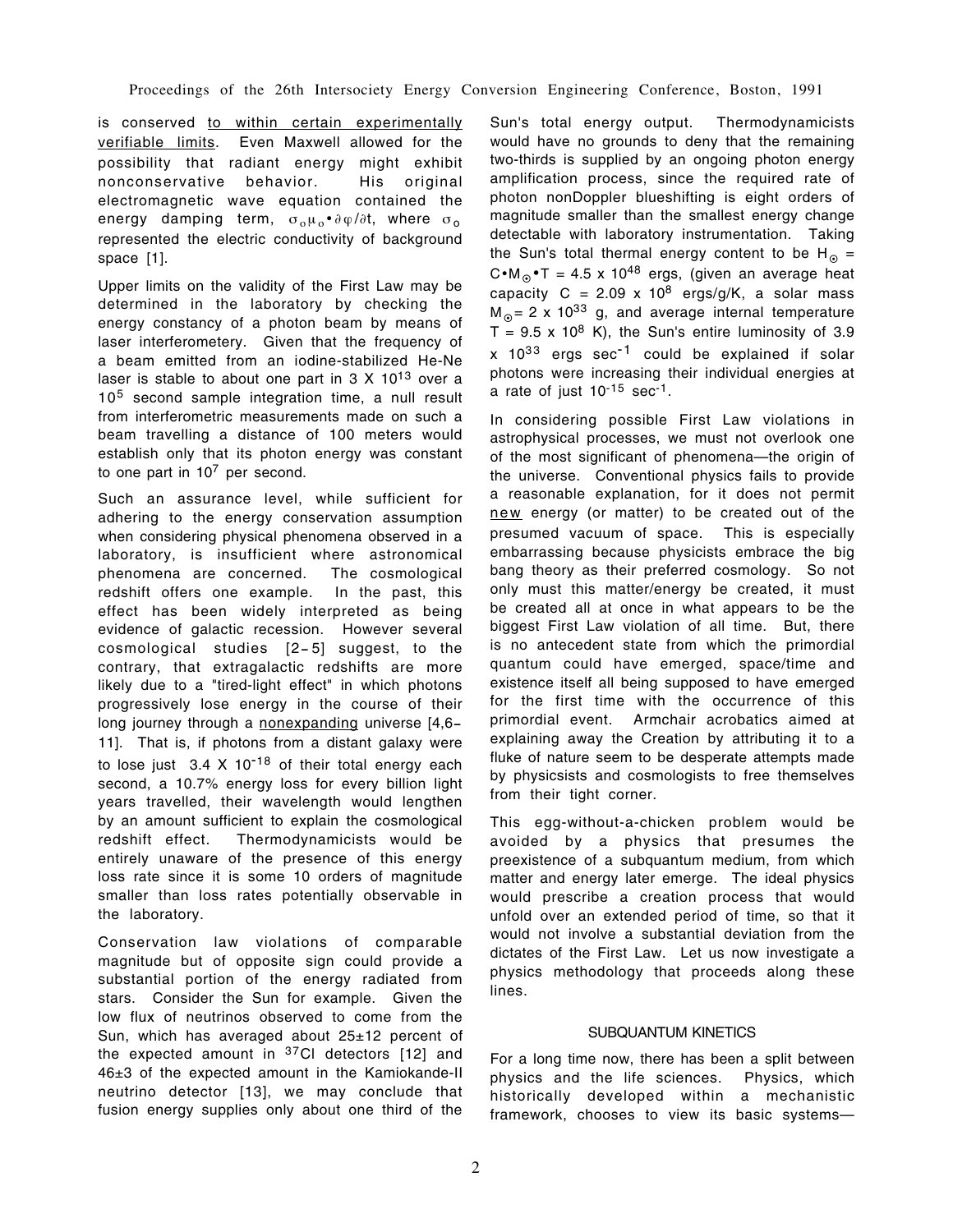is conserved <u>to within certain experimentally verifiable limits</u>. Even Maxwell allowed for the possibility that radiant energy might exhibit nonconservative behavior. His original electromagnetic wave equation contained the energy damping term, $\sigma_o \mu_o \bullet \partial\varphi/\partial t$, where $\sigma_o$ represented the electric conductivity of background space [1].

Upper limits on the validity of the First Law may be determined in the laboratory by checking the energy constancy of a photon beam by means of laser interferometery. Given that the frequency of a beam emitted from an iodine-stabilized He-Ne laser is stable to about one part in $3 \times 10^{13}$ over a $10^5$ second sample integration time, a null result from interferometric measurements made on such a beam travelling a distance of 100 meters would establish only that its photon energy was constant to one part in $10^7$ per second.

Such an assurance level, while sufficient for adhering to the energy conservation assumption when considering physical phenomena observed in a laboratory, is insufficient where astronomical phenomena are concerned. The cosmological redshift offers one example. In the past, this effect has been widely interpreted as being evidence of galactic recession. However several cosmological studies [2-5] suggest, to the contrary, that extragalactic redshifts are more likely due to a "tired-light effect" in which photons progressively lose energy in the course of their long journey through a <u>nonexpanding</u> universe [4,6-11]. That is, if photons from a distant galaxy were to lose just $3.4 \times 10^{-18}$ of their total energy each second, a 10.7% energy loss for every billion light years travelled, their wavelength would lengthen by an amount sufficient to explain the cosmological redshift effect. Thermodynamicists would be entirely unaware of the presence of this energy loss rate since it is some 10 orders of magnitude smaller than loss rates potentially observable in the laboratory.

Conservation law violations of comparable magnitude but of opposite sign could provide a substantial portion of the energy radiated from stars. Consider the Sun for example. Given the low flux of neutrinos observed to come from the Sun, which has averaged about 25±12 percent of the expected amount in $^{37}$Cl detectors [12] and 46±3 of the expected amount in the Kamiokande-II neutrino detector [13], we may conclude that fusion energy supplies only about one third of the Sun's total energy output. Thermodynamicists would have no grounds to deny that the remaining two-thirds is supplied by an ongoing photon energy amplification process, since the required rate of photon nonDoppler blueshifting is eight orders of magnitude smaller than the smallest energy change detectable with laboratory instrumentation. Taking the Sun's total thermal energy content to be $H_\odot = C \bullet M_\odot \bullet T = 4.5 \times 10^{48}$ ergs, (given an average heat capacity $C = 2.09 \times 10^8$ ergs/g/K, a solar mass $M_\odot = 2 \times 10^{33}$ g, and average internal temperature $T = 9.5 \times 10^8$ K), the Sun's entire luminosity of $3.9 \times 10^{33}$ ergs sec$^{-1}$ could be explained if solar photons were increasing their individual energies at a rate of just $10^{-15}$ sec$^{-1}$.

In considering possible First Law violations in astrophysical processes, we must not overlook one of the most significant of phenomena—the origin of the universe. Conventional physics fails to provide a reasonable explanation, for it does not permit <u>new</u> energy (or matter) to be created out of the presumed vacuum of space. This is especially embarrassing because physicists embrace the big bang theory as their preferred cosmology. So not only must this matter/energy be created, it must be created all at once in what appears to be the biggest First Law violation of all time. But, there is no antecedent state from which the primordial quantum could have emerged, space/time and existence itself all being supposed to have emerged for the first time with the occurrence of this primordial event. Armchair acrobatics aimed at explaining away the Creation by attributing it to a fluke of nature seem to be desperate attempts made by physicsists and cosmologists to free themselves from their tight corner.

This egg-without-a-chicken problem would be avoided by a physics that presumes the preexistence of a subquantum medium, from which matter and energy later emerge. The ideal physics would prescribe a creation process that would unfold over an extended period of time, so that it would not involve a substantial deviation from the dictates of the First Law. Let us now investigate a physics methodology that proceeds along these lines.

## SUBQUANTUM KINETICS

For a long time now, there has been a split between physics and the life sciences. Physics, which historically developed within a mechanistic framework, chooses to view its basic systems—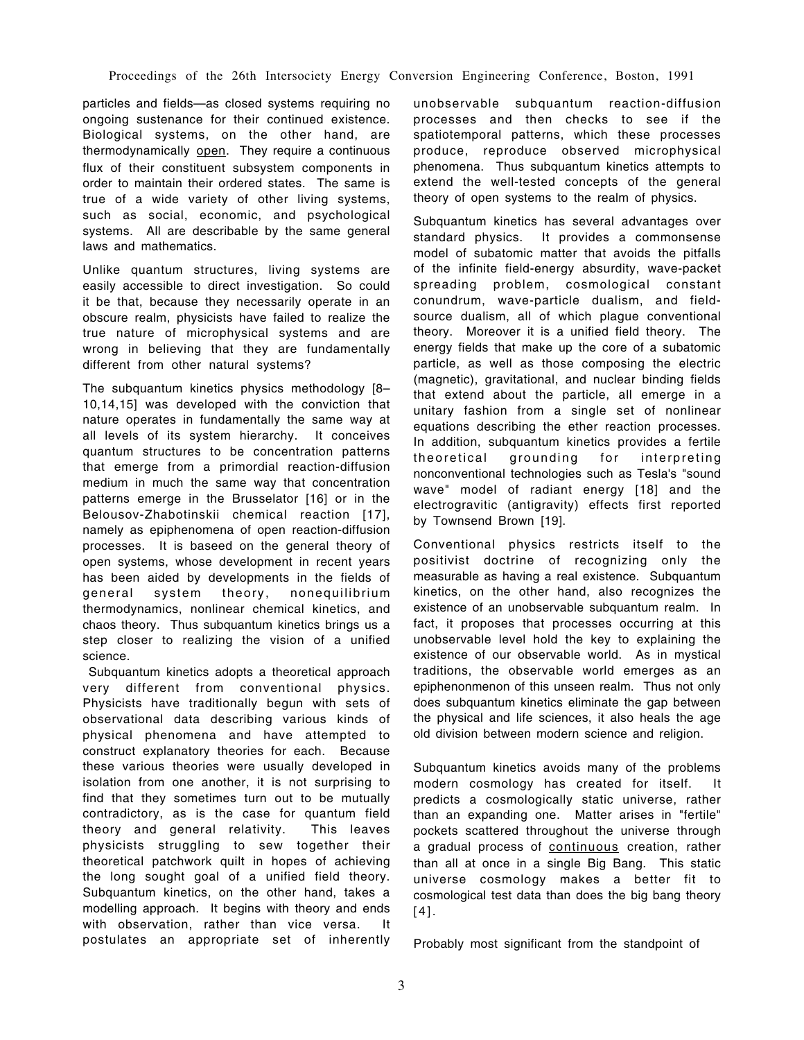particles and fields—as closed systems requiring no ongoing sustenance for their continued existence. Biological systems, on the other hand, are thermodynamically open. They require a continuous flux of their constituent subsystem components in order to maintain their ordered states. The same is true of a wide variety of other living systems, such as social, economic, and psychological systems. All are describable by the same general laws and mathematics.

Unlike quantum structures, living systems are easily accessible to direct investigation. So could it be that, because they necessarily operate in an obscure realm, physicists have failed to realize the true nature of microphysical systems and are wrong in believing that they are fundamentally different from other natural systems?

The subquantum kinetics physics methodology [8–10,14,15] was developed with the conviction that nature operates in fundamentally the same way at all levels of its system hierarchy. It conceives quantum structures to be concentration patterns that emerge from a primordial reaction-diffusion medium in much the same way that concentration patterns emerge in the Brusselator [16] or in the Belousov-Zhabotinskii chemical reaction [17], namely as epiphenomena of open reaction-diffusion processes. It is baseed on the general theory of open systems, whose development in recent years has been aided by developments in the fields of general system theory, nonequilibrium thermodynamics, nonlinear chemical kinetics, and chaos theory. Thus subquantum kinetics brings us a step closer to realizing the vision of a unified science.

Subquantum kinetics adopts a theoretical approach very different from conventional physics. Physicists have traditionally begun with sets of observational data describing various kinds of physical phenomena and have attempted to construct explanatory theories for each. Because these various theories were usually developed in isolation from one another, it is not surprising to find that they sometimes turn out to be mutually contradictory, as is the case for quantum field theory and general relativity. This leaves physicists struggling to sew together their theoretical patchwork quilt in hopes of achieving the long sought goal of a unified field theory. Subquantum kinetics, on the other hand, takes a modelling approach. It begins with theory and ends with observation, rather than vice versa. It postulates an appropriate set of inherently unobservable subquantum reaction-diffusion processes and then checks to see if the spatiotemporal patterns, which these processes produce, reproduce observed microphysical phenomena. Thus subquantum kinetics attempts to extend the well-tested concepts of the general theory of open systems to the realm of physics.

Subquantum kinetics has several advantages over standard physics. It provides a commonsense model of subatomic matter that avoids the pitfalls of the infinite field-energy absurdity, wave-packet spreading problem, cosmological constant conundrum, wave-particle dualism, and field-source dualism, all of which plague conventional theory. Moreover it is a unified field theory. The energy fields that make up the core of a subatomic particle, as well as those composing the electric (magnetic), gravitational, and nuclear binding fields that extend about the particle, all emerge in a unitary fashion from a single set of nonlinear equations describing the ether reaction processes. In addition, subquantum kinetics provides a fertile theoretical grounding for interpreting nonconventional technologies such as Tesla's "sound wave" model of radiant energy [18] and the electrogravitic (antigravity) effects first reported by Townsend Brown [19].

Conventional physics restricts itself to the positivist doctrine of recognizing only the measurable as having a real existence. Subquantum kinetics, on the other hand, also recognizes the existence of an unobservable subquantum realm. In fact, it proposes that processes occurring at this unobservable level hold the key to explaining the existence of our observable world. As in mystical traditions, the observable world emerges as an epiphenonmenon of this unseen realm. Thus not only does subquantum kinetics eliminate the gap between the physical and life sciences, it also heals the age old division between modern science and religion.

Subquantum kinetics avoids many of the problems modern cosmology has created for itself. It predicts a cosmologically static universe, rather than an expanding one. Matter arises in "fertile" pockets scattered throughout the universe through a gradual process of continuous creation, rather than all at once in a single Big Bang. This static universe cosmology makes a better fit to cosmological test data than does the big bang theory [4].

Probably most significant from the standpoint of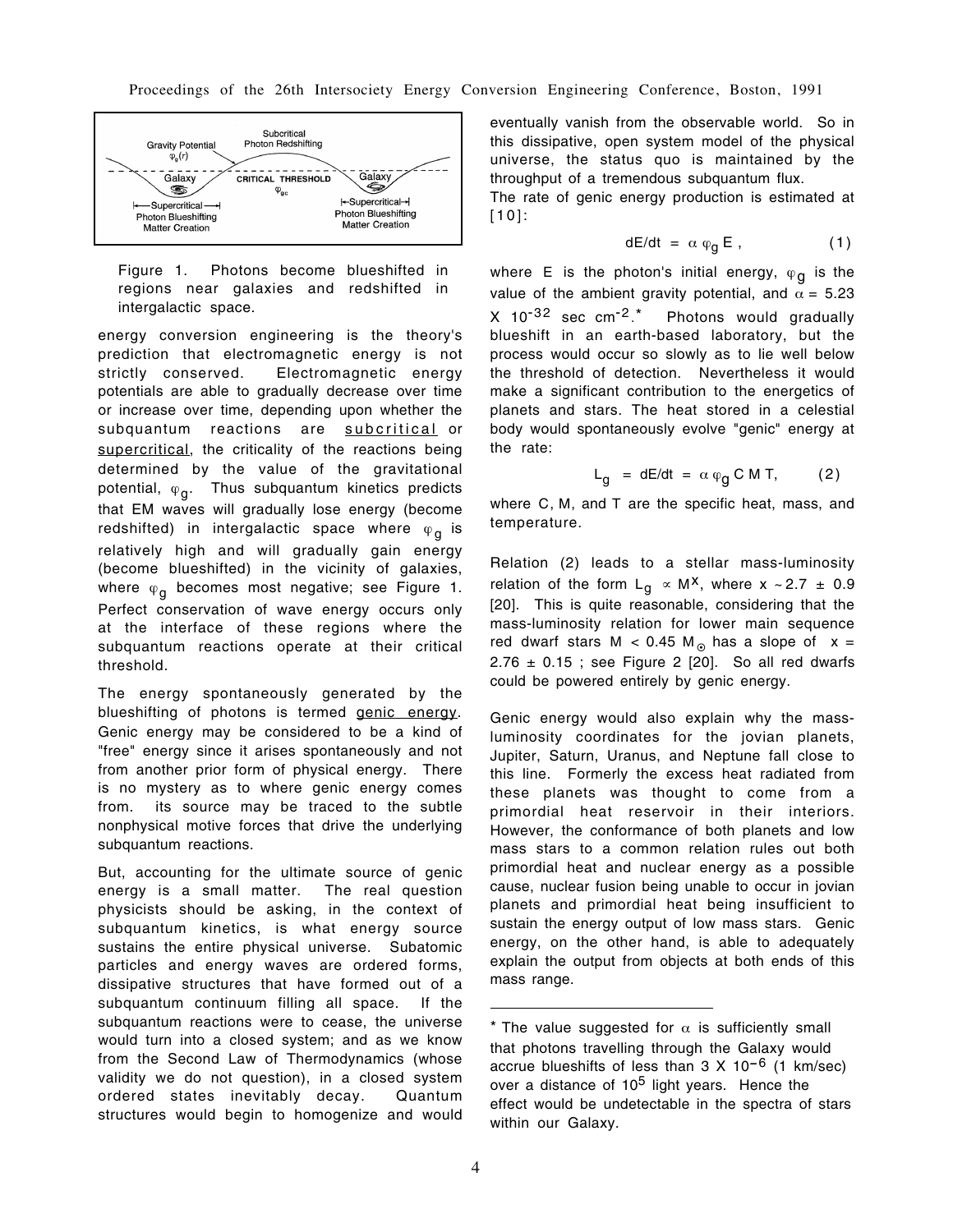Figure 1. Photons become blueshifted in regions near galaxies and redshifted in intergalactic space.

energy conversion engineering is the theory's prediction that electromagnetic energy is not strictly conserved. Electromagnetic energy potentials are able to gradually decrease over time or increase over time, depending upon whether the subquantum reactions are subcritical or supercritical, the criticality of the reactions being determined by the value of the gravitational potential, $\varphi_g$. Thus subquantum kinetics predicts that EM waves will gradually lose energy (become redshifted) in intergalactic space where $\varphi_g$ is relatively high and will gradually gain energy (become blueshifted) in the vicinity of galaxies, where $\varphi_g$ becomes most negative; see Figure 1. Perfect conservation of wave energy occurs only at the interface of these regions where the subquantum reactions operate at their critical threshold.

The energy spontaneously generated by the blueshifting of photons is termed genic energy. Genic energy may be considered to be a kind of "free" energy since it arises spontaneously and not from another prior form of physical energy. There is no mystery as to where genic energy comes from. its source may be traced to the subtle nonphysical motive forces that drive the underlying subquantum reactions.

But, accounting for the ultimate source of genic energy is a small matter. The real question physicists should be asking, in the context of subquantum kinetics, is what energy source sustains the entire physical universe. Subatomic particles and energy waves are ordered forms, dissipative structures that have formed out of a subquantum continuum filling all space. If the subquantum reactions were to cease, the universe would turn into a closed system; and as we know from the Second Law of Thermodynamics (whose validity we do not question), in a closed system ordered states inevitably decay. Quantum structures would begin to homogenize and would eventually vanish from the observable world. So in this dissipative, open system model of the physical universe, the status quo is maintained by the throughput of a tremendous subquantum flux.

The rate of genic energy production is estimated at [10]:

$$dE/dt = \alpha \, \varphi_g \, E , \qquad (1)$$

where E is the photon's initial energy, $\varphi_g$ is the value of the ambient gravity potential, and $\alpha = 5.23 \times 10^{-32}$ sec cm$^{-2}$.* Photons would gradually blueshift in an earth-based laboratory, but the process would occur so slowly as to lie well below the threshold of detection. Nevertheless it would make a significant contribution to the energetics of planets and stars. The heat stored in a celestial body would spontaneously evolve "genic" energy at the rate:

$$L_g = dE/dt = \alpha \, \varphi_g \, C \, M \, T, \qquad (2)$$

where C, M, and T are the specific heat, mass, and temperature.

Relation (2) leads to a stellar mass-luminosity relation of the form $L_g \propto M^x$, where $x \sim 2.7 \pm 0.9$ [20]. This is quite reasonable, considering that the mass-luminosity relation for lower main sequence red dwarf stars $M < 0.45 \, M_\odot$ has a slope of $x = 2.76 \pm 0.15$ ; see Figure 2 [20]. So all red dwarfs could be powered entirely by genic energy.

Genic energy would also explain why the mass-luminosity coordinates for the jovian planets, Jupiter, Saturn, Uranus, and Neptune fall close to this line. Formerly the excess heat radiated from these planets was thought to come from a primordial heat reservoir in their interiors. However, the conformance of both planets and low mass stars to a common relation rules out both primordial heat and nuclear energy as a possible cause, nuclear fusion being unable to occur in jovian planets and primordial heat being insufficient to sustain the energy output of low mass stars. Genic energy, on the other hand, is able to adequately explain the output from objects at both ends of this mass range.

---

* The value suggested for $\alpha$ is sufficiently small that photons travelling through the Galaxy would accrue blueshifts of less than $3 \times 10^{-6}$ (1 km/sec) over a distance of $10^5$ light years. Hence the effect would be undetectable in the spectra of stars within our Galaxy.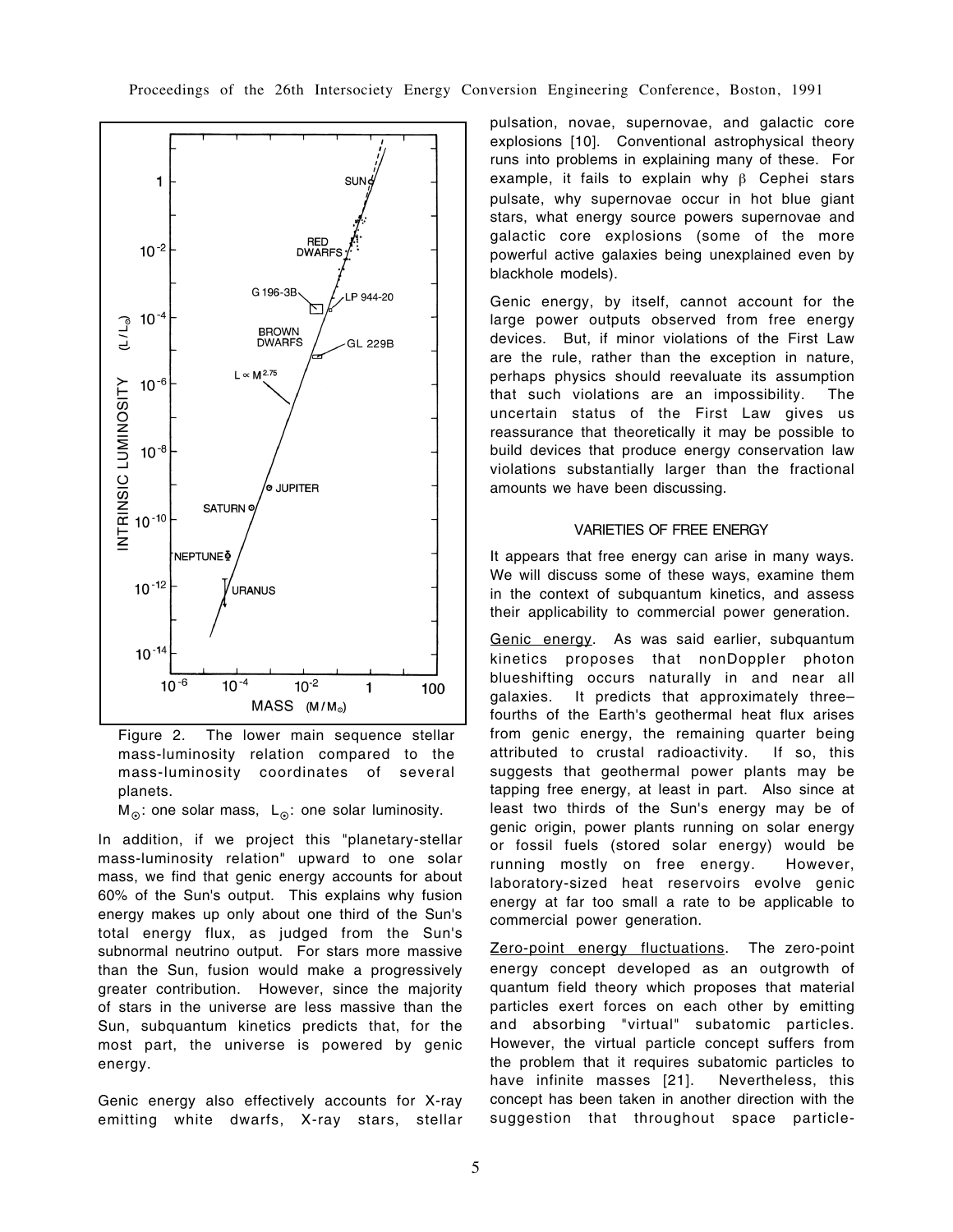Figure 2. The lower main sequence stellar mass-luminosity relation compared to the mass-luminosity coordinates of several planets.

$M_{\odot}$: one solar mass, $L_{\odot}$: one solar luminosity.

In addition, if we project this "planetary-stellar mass-luminosity relation" upward to one solar mass, we find that genic energy accounts for about 60% of the Sun's output. This explains why fusion energy makes up only about one third of the Sun's total energy flux, as judged from the Sun's subnormal neutrino output. For stars more massive than the Sun, fusion would make a progressively greater contribution. However, since the majority of stars in the universe are less massive than the Sun, subquantum kinetics predicts that, for the most part, the universe is powered by genic energy.

Genic energy also effectively accounts for X-ray emitting white dwarfs, X-ray stars, stellar pulsation, novae, supernovae, and galactic core explosions [10]. Conventional astrophysical theory runs into problems in explaining many of these. For example, it fails to explain why β Cephei stars pulsate, why supernovae occur in hot blue giant stars, what energy source powers supernovae and galactic core explosions (some of the more powerful active galaxies being unexplained even by blackhole models).

Genic energy, by itself, cannot account for the large power outputs observed from free energy devices. But, if minor violations of the First Law are the rule, rather than the exception in nature, perhaps physics should reevaluate its assumption that such violations are an impossibility. The uncertain status of the First Law gives us reassurance that theoretically it may be possible to build devices that produce energy conservation law violations substantially larger than the fractional amounts we have been discussing.

## VARIETIES OF FREE ENERGY

It appears that free energy can arise in many ways. We will discuss some of these ways, examine them in the context of subquantum kinetics, and assess their applicability to commercial power generation.

Genic energy. As was said earlier, subquantum kinetics proposes that nonDoppler photon blueshifting occurs naturally in and near all galaxies. It predicts that approximately three–fourths of the Earth's geothermal heat flux arises from genic energy, the remaining quarter being attributed to crustal radioactivity. If so, this suggests that geothermal power plants may be tapping free energy, at least in part. Also since at least two thirds of the Sun's energy may be of genic origin, power plants running on solar energy or fossil fuels (stored solar energy) would be running mostly on free energy. However, laboratory-sized heat reservoirs evolve genic energy at far too small a rate to be applicable to commercial power generation.

Zero-point energy fluctuations. The zero-point energy concept developed as an outgrowth of quantum field theory which proposes that material particles exert forces on each other by emitting and absorbing "virtual" subatomic particles. However, the virtual particle concept suffers from the problem that it requires subatomic particles to have infinite masses [21]. Nevertheless, this concept has been taken in another direction with the suggestion that throughout space particle-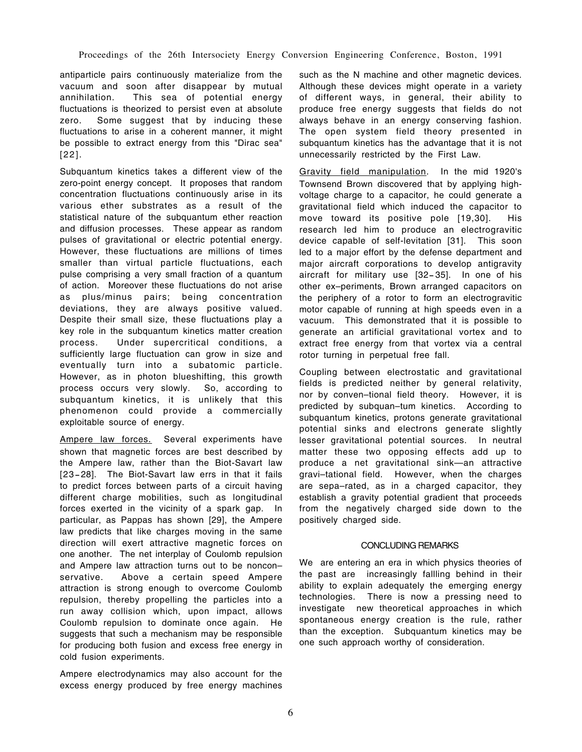antiparticle pairs continuously materialize from the vacuum and soon after disappear by mutual annihilation. This sea of potential energy fluctuations is theorized to persist even at absolute zero. Some suggest that by inducing these fluctuations to arise in a coherent manner, it might be possible to extract energy from this "Dirac sea" [22].

Subquantum kinetics takes a different view of the zero-point energy concept. It proposes that random concentration fluctuations continuously arise in its various ether substrates as a result of the statistical nature of the subquantum ether reaction and diffusion processes. These appear as random pulses of gravitational or electric potential energy. However, these fluctuations are millions of times smaller than virtual particle fluctuations, each pulse comprising a very small fraction of a quantum of action. Moreover these fluctuations do not arise as plus/minus pairs; being concentration deviations, they are always positive valued. Despite their small size, these fluctuations play a key role in the subquantum kinetics matter creation process. Under supercritical conditions, a sufficiently large fluctuation can grow in size and eventually turn into a subatomic particle. However, as in photon blueshifting, this growth process occurs very slowly. So, according to subquantum kinetics, it is unlikely that this phenomenon could provide a commercially exploitable source of energy.

Ampere law forces. Several experiments have shown that magnetic forces are best described by the Ampere law, rather than the Biot-Savart law [23-28]. The Biot-Savart law errs in that it fails to predict forces between parts of a circuit having different charge mobilities, such as longitudinal forces exerted in the vicinity of a spark gap. In particular, as Pappas has shown [29], the Ampere law predicts that like charges moving in the same direction will exert attractive magnetic forces on one another. The net interplay of Coulomb repulsion and Ampere law attraction turns out to be nonconservative. Above a certain speed Ampere attraction is strong enough to overcome Coulomb repulsion, thereby propelling the particles into a run away collision which, upon impact, allows Coulomb repulsion to dominate once again. He suggests that such a mechanism may be responsible for producing both fusion and excess free energy in cold fusion experiments.

Ampere electrodynamics may also account for the excess energy produced by free energy machines such as the N machine and other magnetic devices. Although these devices might operate in a variety of different ways, in general, their ability to produce free energy suggests that fields do not always behave in an energy conserving fashion. The open system field theory presented in subquantum kinetics has the advantage that it is not unnecessarily restricted by the First Law.

Gravity field manipulation. In the mid 1920's Townsend Brown discovered that by applying high-voltage charge to a capacitor, he could generate a gravitational field which induced the capacitor to move toward its positive pole [19,30]. His research led him to produce an electrogravitic device capable of self-levitation [31]. This soon led to a major effort by the defense department and major aircraft corporations to develop antigravity aircraft for military use [32-35]. In one of his other ex–periments, Brown arranged capacitors on the periphery of a rotor to form an electrogravitic motor capable of running at high speeds even in a vacuum. This demonstrated that it is possible to generate an artificial gravitational vortex and to extract free energy from that vortex via a central rotor turning in perpetual free fall.

Coupling between electrostatic and gravitational fields is predicted neither by general relativity, nor by conven–tional field theory. However, it is predicted by subquan–tum kinetics. According to subquantum kinetics, protons generate gravitational potential sinks and electrons generate slightly lesser gravitational potential sources. In neutral matter these two opposing effects add up to produce a net gravitational sink—an attractive gravi–tational field. However, when the charges are sepa–rated, as in a charged capacitor, they establish a gravity potential gradient that proceeds from the negatively charged side down to the positively charged side.

## CONCLUDING REMARKS

We are entering an era in which physics theories of the past are increasingly fallling behind in their ability to explain adequately the emerging energy technologies. There is now a pressing need to investigate new theoretical approaches in which spontaneous energy creation is the rule, rather than the exception. Subquantum kinetics may be one such approach worthy of consideration.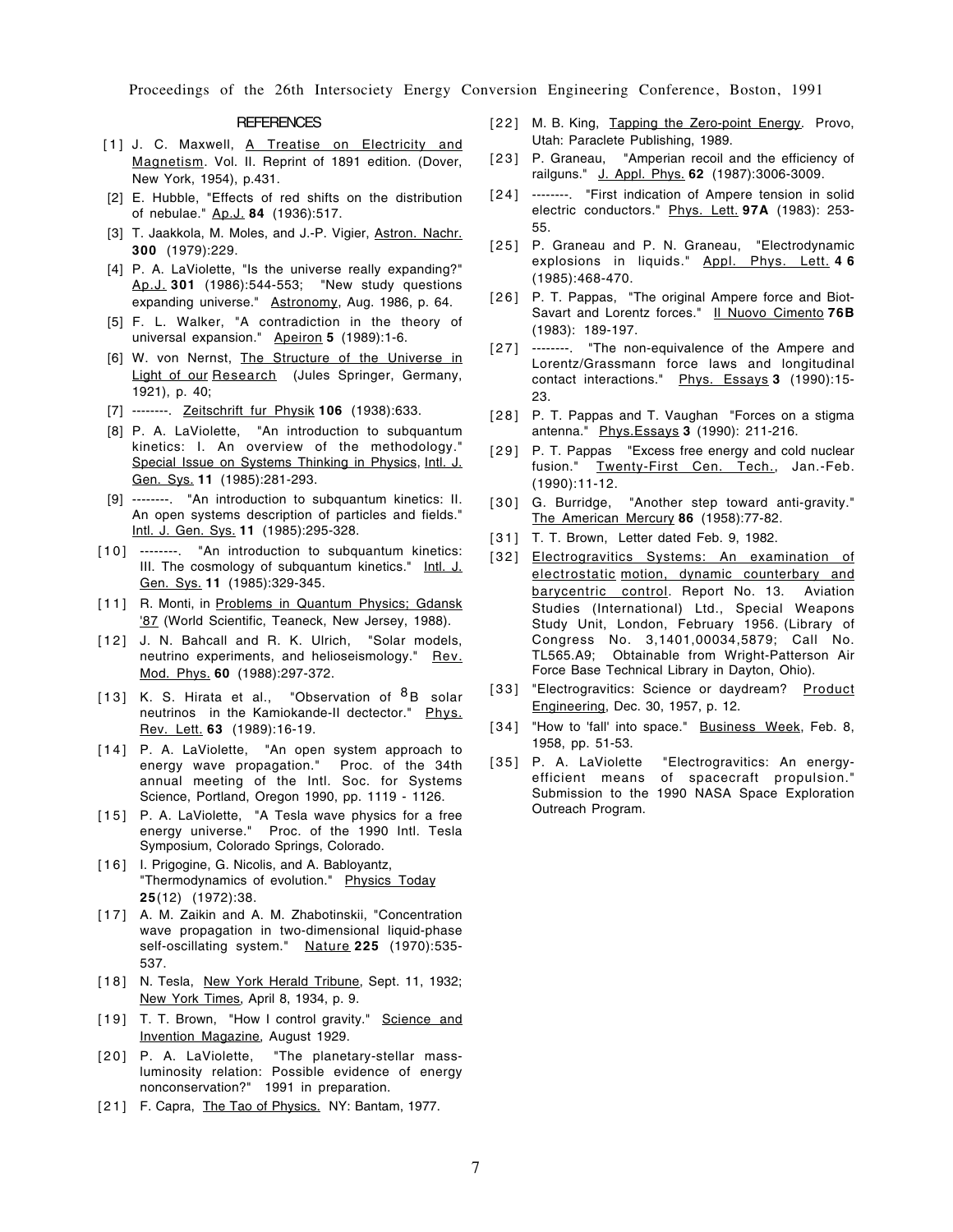## REFERENCES

[1] J. C. Maxwell, A Treatise on Electricity and Magnetism. Vol. II. Reprint of 1891 edition. (Dover, New York, 1954), p.431.

[2] E. Hubble, "Effects of red shifts on the distribution of nebulae." Ap.J. **84** (1936):517.

[3] T. Jaakkola, M. Moles, and J.-P. Vigier, Astron. Nachr. **300** (1979):229.

[4] P. A. LaViolette, "Is the universe really expanding?" Ap.J. **301** (1986):544-553; "New study questions expanding universe." Astronomy, Aug. 1986, p. 64.

[5] F. L. Walker, "A contradiction in the theory of universal expansion." Apeiron **5** (1989):1-6.

[6] W. von Nernst, The Structure of the Universe in Light of our Research (Jules Springer, Germany, 1921), p. 40;

[7] --------. Zeitschrift fur Physik **106** (1938):633.

[8] P. A. LaViolette, "An introduction to subquantum kinetics: I. An overview of the methodology." Special Issue on Systems Thinking in Physics, Intl. J. Gen. Sys. **11** (1985):281-293.

[9] --------. "An introduction to subquantum kinetics: II. An open systems description of particles and fields." Intl. J. Gen. Sys. **11** (1985):295-328.

[10] --------. "An introduction to subquantum kinetics: III. The cosmology of subquantum kinetics." Intl. J. Gen. Sys. **11** (1985):329-345.

[11] R. Monti, in Problems in Quantum Physics; Gdansk '87 (World Scientific, Teaneck, New Jersey, 1988).

[12] J. N. Bahcall and R. K. Ulrich, "Solar models, neutrino experiments, and helioseismology." Rev. Mod. Phys. **60** (1988):297-372.

[13] K. S. Hirata et al., "Observation of $^{8}$B solar neutrinos in the Kamiokande-II dectector." Phys. Rev. Lett. **63** (1989):16-19.

[14] P. A. LaViolette, "An open system approach to energy wave propagation." Proc. of the 34th annual meeting of the Intl. Soc. for Systems Science, Portland, Oregon 1990, pp. 1119 - 1126.

[15] P. A. LaViolette, "A Tesla wave physics for a free energy universe." Proc. of the 1990 Intl. Tesla Symposium, Colorado Springs, Colorado.

[16] I. Prigogine, G. Nicolis, and A. Babloyantz, "Thermodynamics of evolution." Physics Today **25**(12) (1972):38.

[17] A. M. Zaikin and A. M. Zhabotinskii, "Concentration wave propagation in two-dimensional liquid-phase self-oscillating system." Nature **225** (1970):535-537.

[18] N. Tesla, New York Herald Tribune, Sept. 11, 1932; New York Times, April 8, 1934, p. 9.

[19] T. T. Brown, "How I control gravity." Science and Invention Magazine, August 1929.

[20] P. A. LaViolette, "The planetary-stellar mass-luminosity relation: Possible evidence of energy nonconservation?" 1991 in preparation.

[21] F. Capra, The Tao of Physics. NY: Bantam, 1977.

[22] M. B. King, Tapping the Zero-point Energy. Provo, Utah: Paraclete Publishing, 1989.

[23] P. Graneau, "Amperian recoil and the efficiency of railguns." J. Appl. Phys. **62** (1987):3006-3009.

[24] --------. "First indication of Ampere tension in solid electric conductors." Phys. Lett. **97A** (1983): 253-55.

[25] P. Graneau and P. N. Graneau, "Electrodynamic explosions in liquids." Appl. Phys. Lett. **46** (1985):468-470.

[26] P. T. Pappas, "The original Ampere force and Biot-Savart and Lorentz forces." Il Nuovo Cimento **76B** (1983): 189-197.

[27] --------. "The non-equivalence of the Ampere and Lorentz/Grassmann force laws and longitudinal contact interactions." Phys. Essays **3** (1990):15-23.

[28] P. T. Pappas and T. Vaughan "Forces on a stigma antenna." Phys.Essays **3** (1990): 211-216.

[29] P. T. Pappas "Excess free energy and cold nuclear fusion." Twenty-First Cen. Tech., Jan.-Feb. (1990):11-12.

[30] G. Burridge, "Another step toward anti-gravity." The American Mercury **86** (1958):77-82.

[31] T. T. Brown, Letter dated Feb. 9, 1982.

[32] Electrogravitics Systems: An examination of electrostatic motion, dynamic counterbary and barycentric control. Report No. 13. Aviation Studies (International) Ltd., Special Weapons Study Unit, London, February 1956. (Library of Congress No. 3,1401,00034,5879; Call No. TL565.A9; Obtainable from Wright-Patterson Air Force Base Technical Library in Dayton, Ohio).

[33] "Electrogravitics: Science or daydream? Product Engineering, Dec. 30, 1957, p. 12.

[34] "How to 'fall' into space." Business Week, Feb. 8, 1958, pp. 51-53.

[35] P. A. LaViolette "Electrogravitics: An energy-efficient means of spacecraft propulsion." Submission to the 1990 NASA Space Exploration Outreach Program.